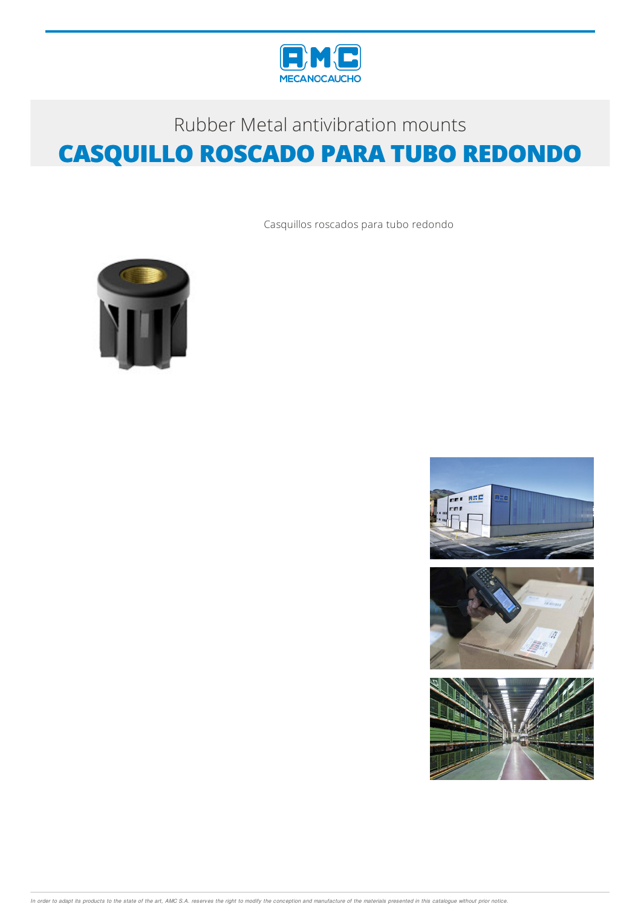Rubber Metal antivibration mounts

# CASQUILLO ROSCADO PARA TUBO REDONDO

Casquillos roscados para tubo redondo

In order to adapt its products to the state of the art, AMC S.A. reserves the right to modify the conception and manufacture of the materials presented in this catalogue without prior notice.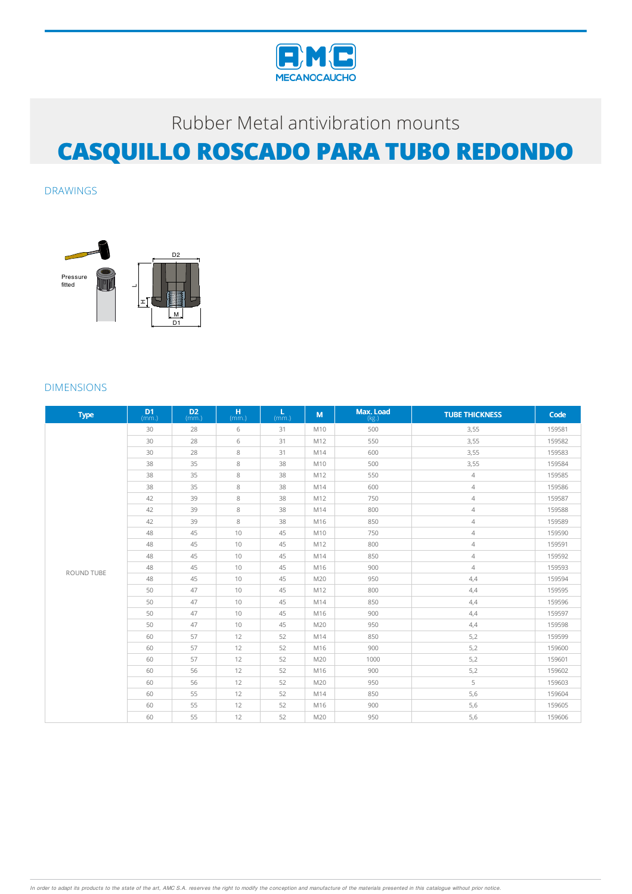Rubber Metal antivibration mounts

# CASQUILLO ROSCADO PARA TUBO REDONDO

## DRAWINGS

Pressure fitted

D2

L

H

M

D1

## DIMENSIONS

| Type | D1 (mm.) | D2 (mm.) | H (mm.) | L (mm.) | M | Max. Load (kg.) | TUBE THICKNESS | Code |
|---|---|---|---|---|---|---|---|---|
| ROUND TUBE | 30 | 28 | 6 | 31 | M10 | 500 | 3,55 | 159581 |
| | 30 | 28 | 6 | 31 | M12 | 550 | 3,55 | 159582 |
| | 30 | 28 | 8 | 31 | M14 | 600 | 3,55 | 159583 |
| | 38 | 35 | 8 | 38 | M10 | 500 | 3,55 | 159584 |
| | 38 | 35 | 8 | 38 | M12 | 550 | 4 | 159585 |
| | 38 | 35 | 8 | 38 | M14 | 600 | 4 | 159586 |
| | 42 | 39 | 8 | 38 | M12 | 750 | 4 | 159587 |
| | 42 | 39 | 8 | 38 | M14 | 800 | 4 | 159588 |
| | 42 | 39 | 8 | 38 | M16 | 850 | 4 | 159589 |
| | 48 | 45 | 10 | 45 | M10 | 750 | 4 | 159590 |
| | 48 | 45 | 10 | 45 | M12 | 800 | 4 | 159591 |
| | 48 | 45 | 10 | 45 | M14 | 850 | 4 | 159592 |
| | 48 | 45 | 10 | 45 | M16 | 900 | 4 | 159593 |
| | 48 | 45 | 10 | 45 | M20 | 950 | 4,4 | 159594 |
| | 50 | 47 | 10 | 45 | M12 | 800 | 4,4 | 159595 |
| | 50 | 47 | 10 | 45 | M14 | 850 | 4,4 | 159596 |
| | 50 | 47 | 10 | 45 | M16 | 900 | 4,4 | 159597 |
| | 50 | 47 | 10 | 45 | M20 | 950 | 4,4 | 159598 |
| | 60 | 57 | 12 | 52 | M14 | 850 | 5,2 | 159599 |
| | 60 | 57 | 12 | 52 | M16 | 900 | 5,2 | 159600 |
| | 60 | 57 | 12 | 52 | M20 | 1000 | 5,2 | 159601 |
| | 60 | 56 | 12 | 52 | M16 | 900 | 5,2 | 159602 |
| | 60 | 56 | 12 | 52 | M20 | 950 | 5 | 159603 |
| | 60 | 55 | 12 | 52 | M14 | 850 | 5,6 | 159604 |
| | 60 | 55 | 12 | 52 | M16 | 900 | 5,6 | 159605 |
| | 60 | 55 | 12 | 52 | M20 | 950 | 5,6 | 159606 |

*In order to adapt its products to the state of the art, AMC S.A. reserves the right to modify the conception and manufacture of the materials presented in this catalogue without prior notice.*